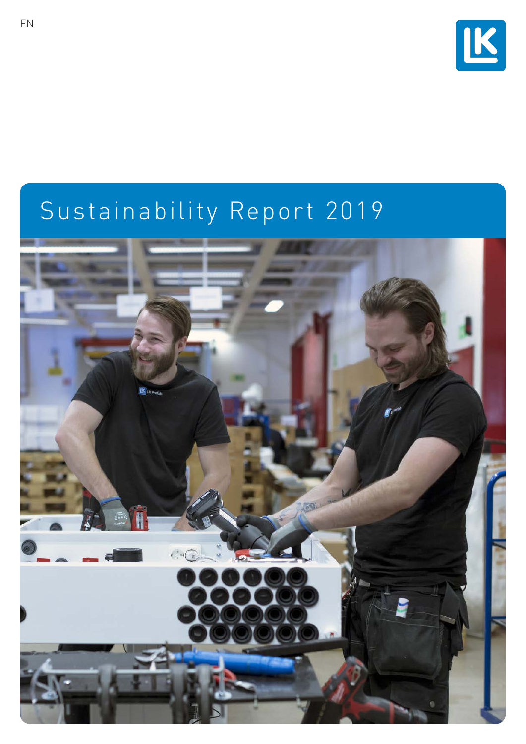EN

# Sustainability Report 2019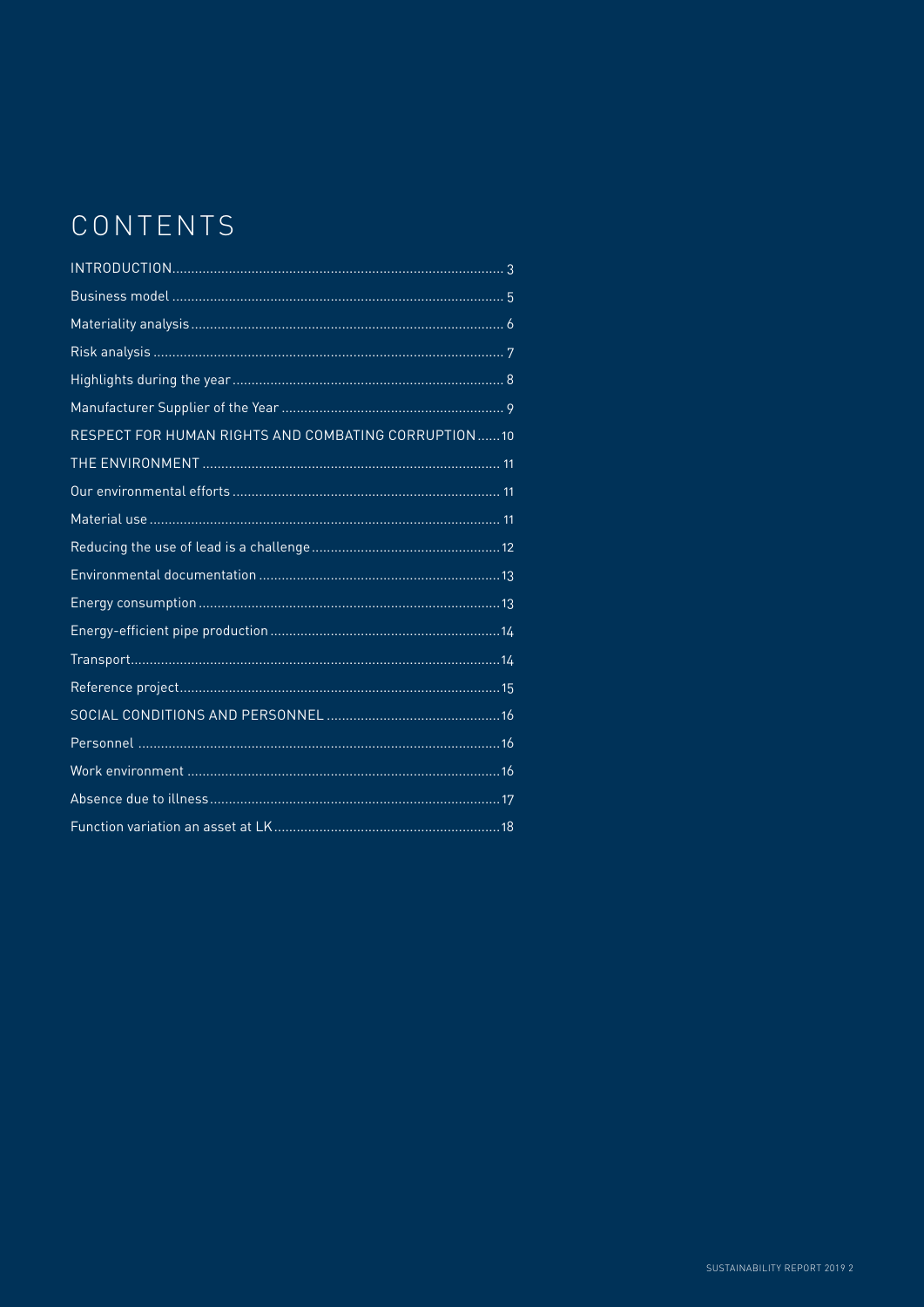# CONTENTS

| | |
|---|---|
| INTRODUCTION | 3 |
| Business model | 5 |
| Materiality analysis | 6 |
| Risk analysis | 7 |
| Highlights during the year | 8 |
| Manufacturer Supplier of the Year | 9 |
| RESPECT FOR HUMAN RIGHTS AND COMBATING CORRUPTION | 10 |
| THE ENVIRONMENT | 11 |
| Our environmental efforts | 11 |
| Material use | 11 |
| Reducing the use of lead is a challenge | 12 |
| Environmental documentation | 13 |
| Energy consumption | 13 |
| Energy-efficient pipe production | 14 |
| Transport | 14 |
| Reference project | 15 |
| SOCIAL CONDITIONS AND PERSONNEL | 16 |
| Personnel | 16 |
| Work environment | 16 |
| Absence due to illness | 17 |
| Function variation an asset at LK | 18 |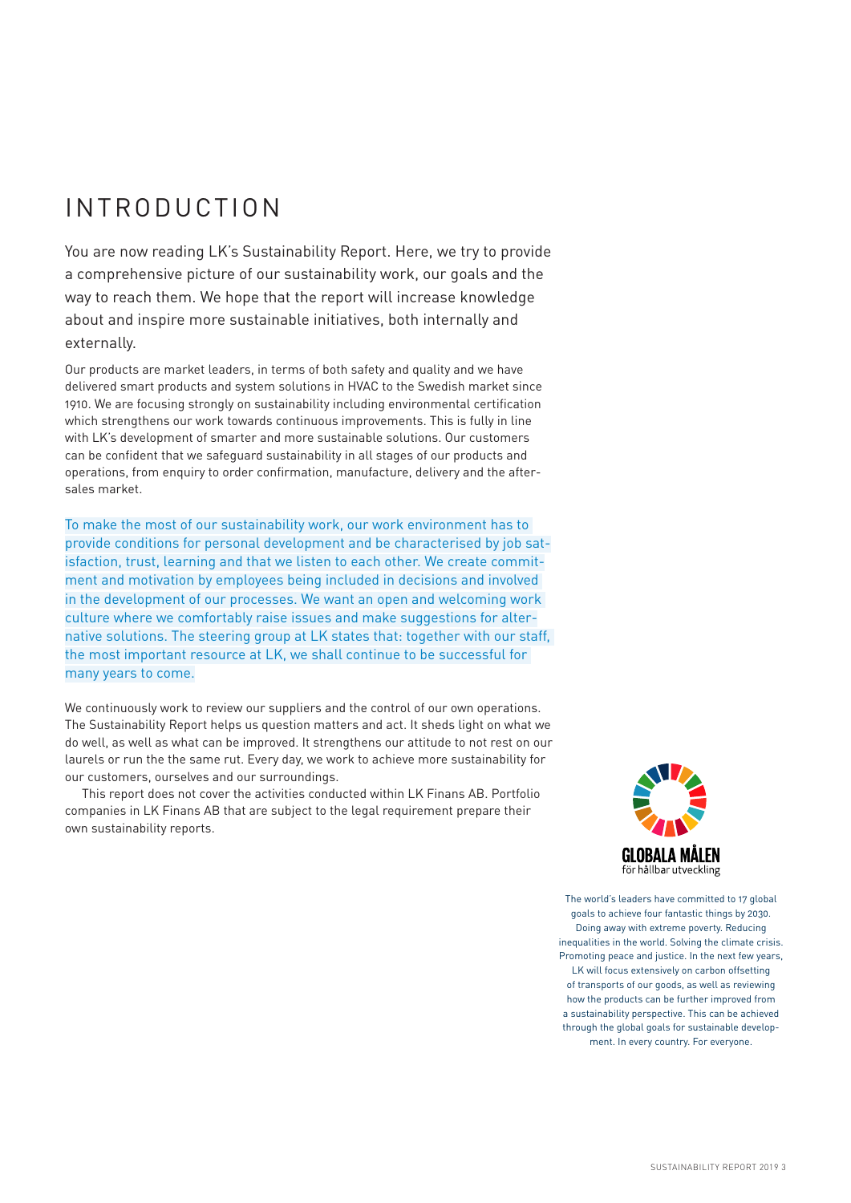# INTRODUCTION

You are now reading LK's Sustainability Report. Here, we try to provide a comprehensive picture of our sustainability work, our goals and the way to reach them. We hope that the report will increase knowledge about and inspire more sustainable initiatives, both internally and externally.

Our products are market leaders, in terms of both safety and quality and we have delivered smart products and system solutions in HVAC to the Swedish market since 1910. We are focusing strongly on sustainability including environmental certification which strengthens our work towards continuous improvements. This is fully in line with LK's development of smarter and more sustainable solutions. Our customers can be confident that we safeguard sustainability in all stages of our products and operations, from enquiry to order confirmation, manufacture, delivery and the after-sales market.

To make the most of our sustainability work, our work environment has to provide conditions for personal development and be characterised by job satisfaction, trust, learning and that we listen to each other. We create commitment and motivation by employees being included in decisions and involved in the development of our processes. We want an open and welcoming work culture where we comfortably raise issues and make suggestions for alternative solutions. The steering group at LK states that: together with our staff, the most important resource at LK, we shall continue to be successful for many years to come.

We continuously work to review our suppliers and the control of our own operations. The Sustainability Report helps us question matters and act. It sheds light on what we do well, as well as what can be improved. It strengthens our attitude to not rest on our laurels or run the the same rut. Every day, we work to achieve more sustainability for our customers, ourselves and our surroundings.

This report does not cover the activities conducted within LK Finans AB. Portfolio companies in LK Finans AB that are subject to the legal requirement prepare their own sustainability reports.

GLOBALA MÅLEN
för hållbar utveckling

The world's leaders have committed to 17 global goals to achieve four fantastic things by 2030. Doing away with extreme poverty. Reducing inequalities in the world. Solving the climate crisis. Promoting peace and justice. In the next few years, LK will focus extensively on carbon offsetting of transports of our goods, as well as reviewing how the products can be further improved from a sustainability perspective. This can be achieved through the global goals for sustainable development. In every country. For everyone.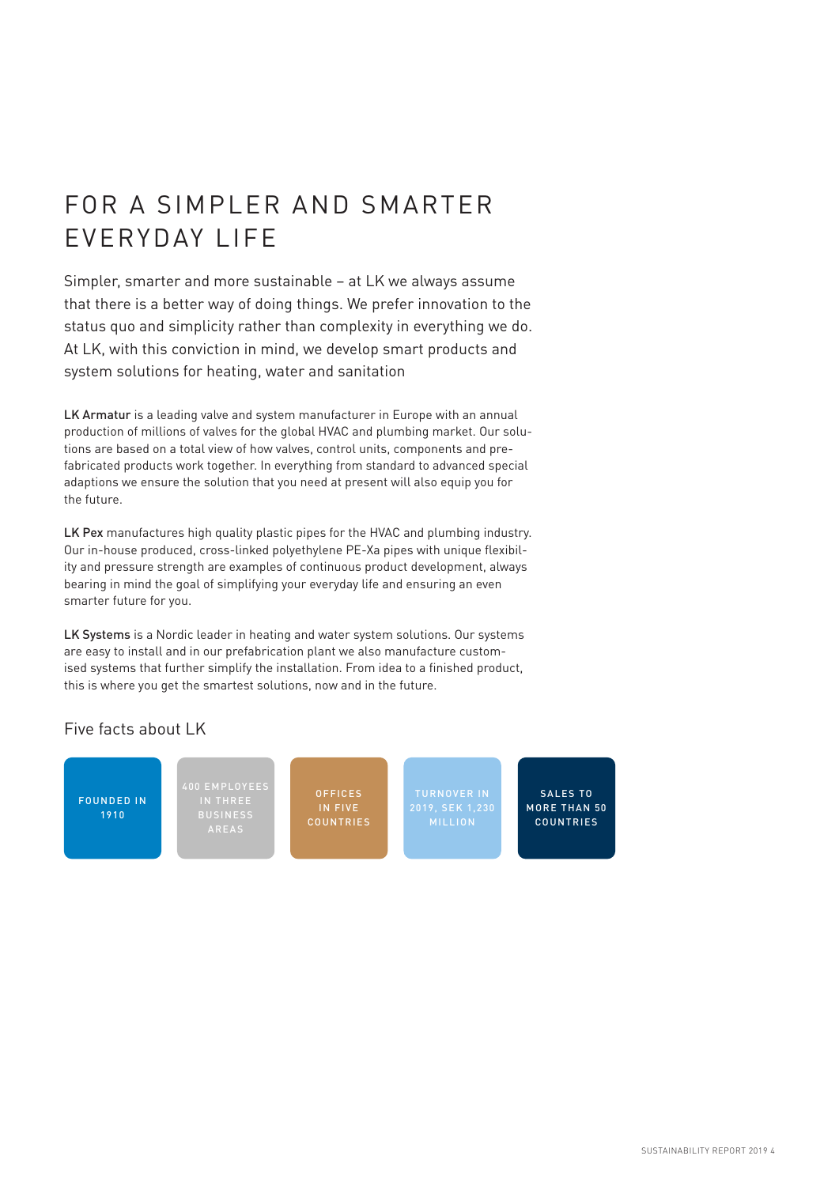# FOR A SIMPLER AND SMARTER EVERYDAY LIFE

Simpler, smarter and more sustainable – at LK we always assume that there is a better way of doing things. We prefer innovation to the status quo and simplicity rather than complexity in everything we do. At LK, with this conviction in mind, we develop smart products and system solutions for heating, water and sanitation

**LK Armatur** is a leading valve and system manufacturer in Europe with an annual production of millions of valves for the global HVAC and plumbing market. Our solutions are based on a total view of how valves, control units, components and pre-fabricated products work together. In everything from standard to advanced special adaptions we ensure the solution that you need at present will also equip you for the future.

**LK Pex** manufactures high quality plastic pipes for the HVAC and plumbing industry. Our in-house produced, cross-linked polyethylene PE-Xa pipes with unique flexibility and pressure strength are examples of continuous product development, always bearing in mind the goal of simplifying your everyday life and ensuring an even smarter future for you.

**LK Systems** is a Nordic leader in heating and water system solutions. Our systems are easy to install and in our prefabrication plant we also manufacture customised systems that further simplify the installation. From idea to a finished product, this is where you get the smartest solutions, now and in the future.

## Five facts about LK

- FOUNDED IN 1910
- 400 EMPLOYEES IN THREE BUSINESS AREAS
- OFFICES IN FIVE COUNTRIES
- TURNOVER IN 2019, SEK 1,230 MILLION
- SALES TO MORE THAN 50 COUNTRIES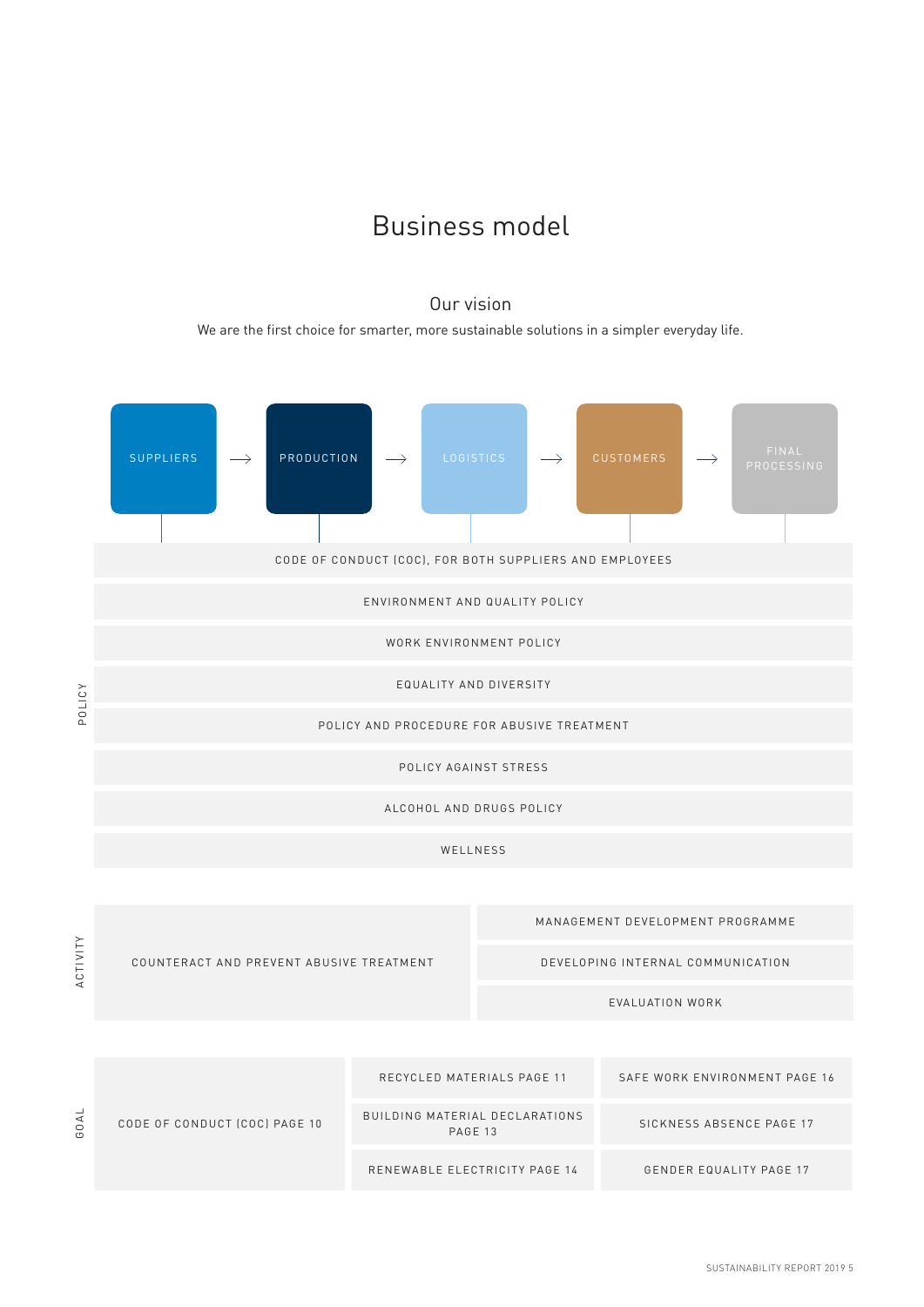# Business model

## Our vision

We are the first choice for smarter, more sustainable solutions in a simpler everyday life.

SUPPLIERS → PRODUCTION → LOGISTICS → CUSTOMERS → FINAL PROCESSING

### POLICY

- CODE OF CONDUCT (COC), FOR BOTH SUPPLIERS AND EMPLOYEES
- ENVIRONMENT AND QUALITY POLICY
- WORK ENVIRONMENT POLICY
- EQUALITY AND DIVERSITY
- POLICY AND PROCEDURE FOR ABUSIVE TREATMENT
- POLICY AGAINST STRESS
- ALCOHOL AND DRUGS POLICY
- WELLNESS

### ACTIVITY

- COUNTERACT AND PREVENT ABUSIVE TREATMENT
- MANAGEMENT DEVELOPMENT PROGRAMME
- DEVELOPING INTERNAL COMMUNICATION
- EVALUATION WORK

### GOAL

- CODE OF CONDUCT (COC) PAGE 10
- RECYCLED MATERIALS PAGE 11
- BUILDING MATERIAL DECLARATIONS PAGE 13
- RENEWABLE ELECTRICITY PAGE 14
- SAFE WORK ENVIRONMENT PAGE 16
- SICKNESS ABSENCE PAGE 17
- GENDER EQUALITY PAGE 17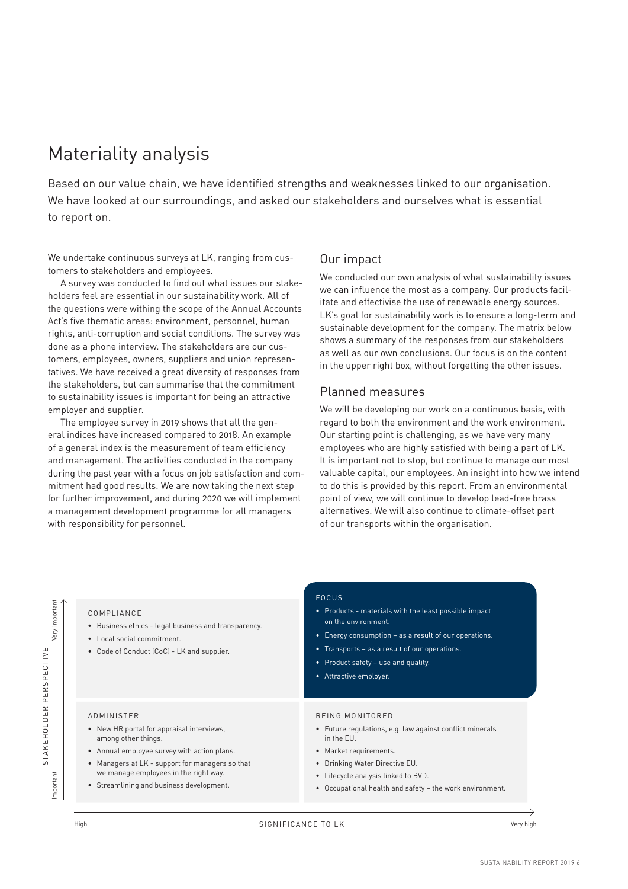# Materiality analysis

Based on our value chain, we have identified strengths and weaknesses linked to our organisation. We have looked at our surroundings, and asked our stakeholders and ourselves what is essential to report on.

We undertake continuous surveys at LK, ranging from customers to stakeholders and employees.

A survey was conducted to find out what issues our stakeholders feel are essential in our sustainability work. All of the questions were withing the scope of the Annual Accounts Act's five thematic areas: environment, personnel, human rights, anti-corruption and social conditions. The survey was done as a phone interview. The stakeholders are our customers, employees, owners, suppliers and union representatives. We have received a great diversity of responses from the stakeholders, but can summarise that the commitment to sustainability issues is important for being an attractive employer and supplier.

The employee survey in 2019 shows that all the general indices have increased compared to 2018. An example of a general index is the measurement of team efficiency and management. The activities conducted in the company during the past year with a focus on job satisfaction and commitment had good results. We are now taking the next step for further improvement, and during 2020 we will implement a management development programme for all managers with responsibility for personnel.

## Our impact

We conducted our own analysis of what sustainability issues we can influence the most as a company. Our products facilitate and effectivise the use of renewable energy sources. LK's goal for sustainability work is to ensure a long-term and sustainable development for the company. The matrix below shows a summary of the responses from our stakeholders as well as our own conclusions. Our focus is on the content in the upper right box, without forgetting the other issues.

## Planned measures

We will be developing our work on a continuous basis, with regard to both the environment and the work environment. Our starting point is challenging, as we have very many employees who are highly satisfied with being a part of LK. It is important not to stop, but continue to manage our most valuable capital, our employees. An insight into how we intend to do this is provided by this report. From an environmental point of view, we will continue to develop lead-free brass alternatives. We will also continue to climate-offset part of our transports within the organisation.

| STAKEHOLDER PERSPECTIVE / SIGNIFICANCE TO LK | High | Very high |
|---|---|---|
| Very important | **COMPLIANCE**<br>• Business ethics - legal business and transparency.<br>• Local social commitment.<br>• Code of Conduct (CoC) - LK and supplier. | **FOCUS**<br>• Products - materials with the least possible impact on the environment.<br>• Energy consumption – as a result of our operations.<br>• Transports – as a result of our operations.<br>• Product safety – use and quality.<br>• Attractive employer. |
| Important | **ADMINISTER**<br>• New HR portal for appraisal interviews, among other things.<br>• Annual employee survey with action plans.<br>• Managers at LK - support for managers so that we manage employees in the right way.<br>• Streamlining and business development. | **BEING MONITORED**<br>• Future regulations, e.g. law against conflict minerals in the EU.<br>• Market requirements.<br>• Drinking Water Directive EU.<br>• Lifecycle analysis linked to BVD.<br>• Occupational health and safety – the work environment. |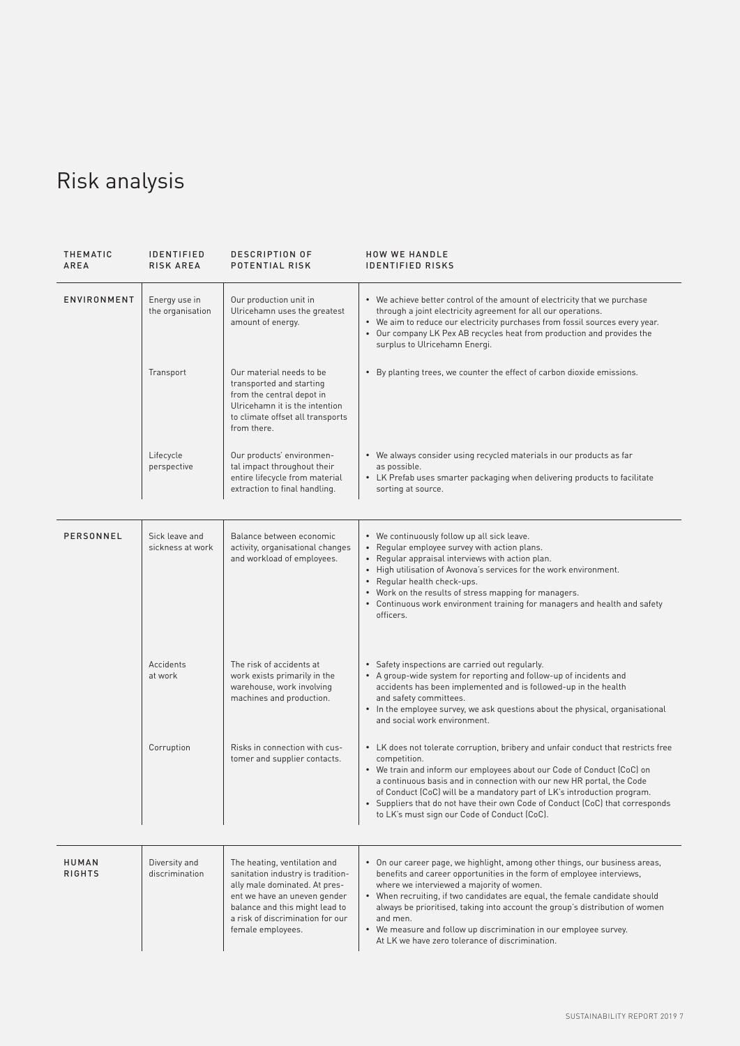# Risk analysis

| THEMATIC AREA | IDENTIFIED RISK AREA | DESCRIPTION OF POTENTIAL RISK | HOW WE HANDLE IDENTIFIED RISKS |
|---|---|---|---|
| ENVIRONMENT | Energy use in the organisation | Our production unit in Ulricehamn uses the greatest amount of energy. | • We achieve better control of the amount of electricity that we purchase through a joint electricity agreement for all our operations.<br>• We aim to reduce our electricity purchases from fossil sources every year.<br>• Our company LK Pex AB recycles heat from production and provides the surplus to Ulricehamn Energi. |
| | Transport | Our material needs to be transported and starting from the central depot in Ulricehamn it is the intention to climate offset all transports from there. | • By planting trees, we counter the effect of carbon dioxide emissions. |
| | Lifecycle perspective | Our products' environmental impact throughout their entire lifecycle from material extraction to final handling. | • We always consider using recycled materials in our products as far as possible.<br>• LK Prefab uses smarter packaging when delivering products to facilitate sorting at source. |
| PERSONNEL | Sick leave and sickness at work | Balance between economic activity, organisational changes and workload of employees. | • We continuously follow up all sick leave.<br>• Regular employee survey with action plans.<br>• Regular appraisal interviews with action plan.<br>• High utilisation of Avonova's services for the work environment.<br>• Regular health check-ups.<br>• Work on the results of stress mapping for managers.<br>• Continuous work environment training for managers and health and safety officers. |
| | Accidents at work | The risk of accidents at work exists primarily in the warehouse, work involving machines and production. | • Safety inspections are carried out regularly.<br>• A group-wide system for reporting and follow-up of incidents and accidents has been implemented and is followed-up in the health and safety committees.<br>• In the employee survey, we ask questions about the physical, organisational and social work environment. |
| | Corruption | Risks in connection with customer and supplier contacts. | • LK does not tolerate corruption, bribery and unfair conduct that restricts free competition.<br>• We train and inform our employees about our Code of Conduct (CoC) on a continuous basis and in connection with our new HR portal, the Code of Conduct (CoC) will be a mandatory part of LK's introduction program.<br>• Suppliers that do not have their own Code of Conduct (CoC) that corresponds to LK's must sign our Code of Conduct (CoC). |
| HUMAN RIGHTS | Diversity and discrimination | The heating, ventilation and sanitation industry is traditionally male dominated. At present we have an uneven gender balance and this might lead to a risk of discrimination for our female employees. | • On our career page, we highlight, among other things, our business areas, benefits and career opportunities in the form of employee interviews, where we interviewed a majority of women.<br>• When recruiting, if two candidates are equal, the female candidate should always be prioritised, taking into account the group's distribution of women and men.<br>• We measure and follow up discrimination in our employee survey. At LK we have zero tolerance of discrimination. |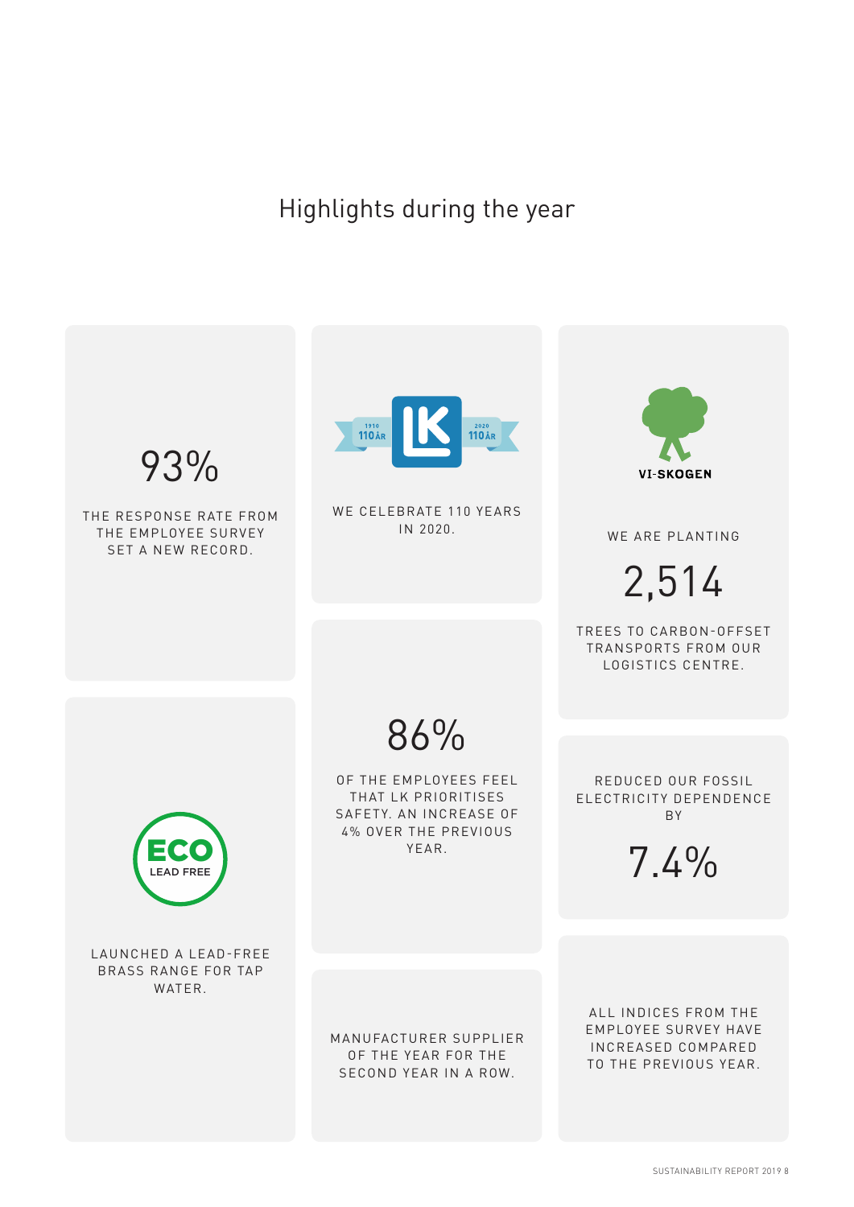# Highlights during the year

93%

THE RESPONSE RATE FROM THE EMPLOYEE SURVEY SET A NEW RECORD.

WE CELEBRATE 110 YEARS IN 2020.

WE ARE PLANTING

2,514

TREES TO CARBON-OFFSET TRANSPORTS FROM OUR LOGISTICS CENTRE.

LAUNCHED A LEAD-FREE BRASS RANGE FOR TAP WATER.

86%

OF THE EMPLOYEES FEEL THAT LK PRIORITISES SAFETY. AN INCREASE OF 4% OVER THE PREVIOUS YEAR.

REDUCED OUR FOSSIL ELECTRICITY DEPENDENCE BY

7.4%

MANUFACTURER SUPPLIER OF THE YEAR FOR THE SECOND YEAR IN A ROW.

ALL INDICES FROM THE EMPLOYEE SURVEY HAVE INCREASED COMPARED TO THE PREVIOUS YEAR.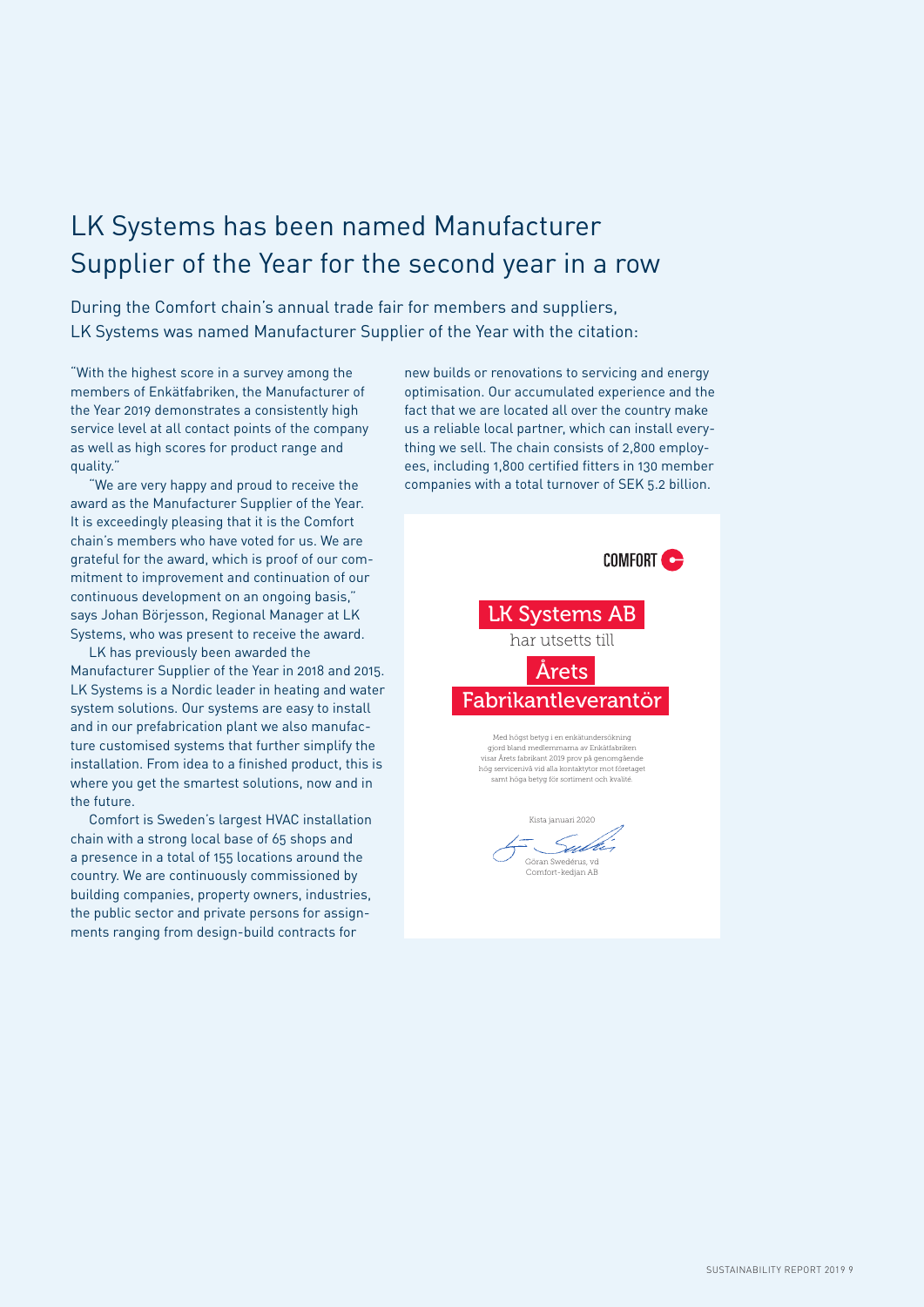# LK Systems has been named Manufacturer Supplier of the Year for the second year in a row

During the Comfort chain's annual trade fair for members and suppliers, LK Systems was named Manufacturer Supplier of the Year with the citation:

"With the highest score in a survey among the members of Enkätfabriken, the Manufacturer of the Year 2019 demonstrates a consistently high service level at all contact points of the company as well as high scores for product range and quality."

"We are very happy and proud to receive the award as the Manufacturer Supplier of the Year. It is exceedingly pleasing that it is the Comfort chain's members who have voted for us. We are grateful for the award, which is proof of our commitment to improvement and continuation of our continuous development on an ongoing basis," says Johan Börjesson, Regional Manager at LK Systems, who was present to receive the award.

LK has previously been awarded the Manufacturer Supplier of the Year in 2018 and 2015. LK Systems is a Nordic leader in heating and water system solutions. Our systems are easy to install and in our prefabrication plant we also manufacture customised systems that further simplify the installation. From idea to a finished product, this is where you get the smartest solutions, now and in the future.

Comfort is Sweden's largest HVAC installation chain with a strong local base of 65 shops and a presence in a total of 155 locations around the country. We are continuously commissioned by building companies, property owners, industries, the public sector and private persons for assignments ranging from design-build contracts for new builds or renovations to servicing and energy optimisation. Our accumulated experience and the fact that we are located all over the country make us a reliable local partner, which can install everything we sell. The chain consists of 2,800 employees, including 1,800 certified fitters in 130 member companies with a total turnover of SEK 5.2 billion.

COMFORT

LK Systems AB

har utsetts till

Årets

Fabrikantleverantör

Med högst betyg i en enkätundersökning gjord bland medlemmarna av Enkätfabriken visar Årets fabrikant 2019 prov på genomgående hög servicenivå vid alla kontaktytor mot företaget samt höga betyg för sortiment och kvalité.

Kista januari 2020

Göran Swedérus, vd
Comfort-kedjan AB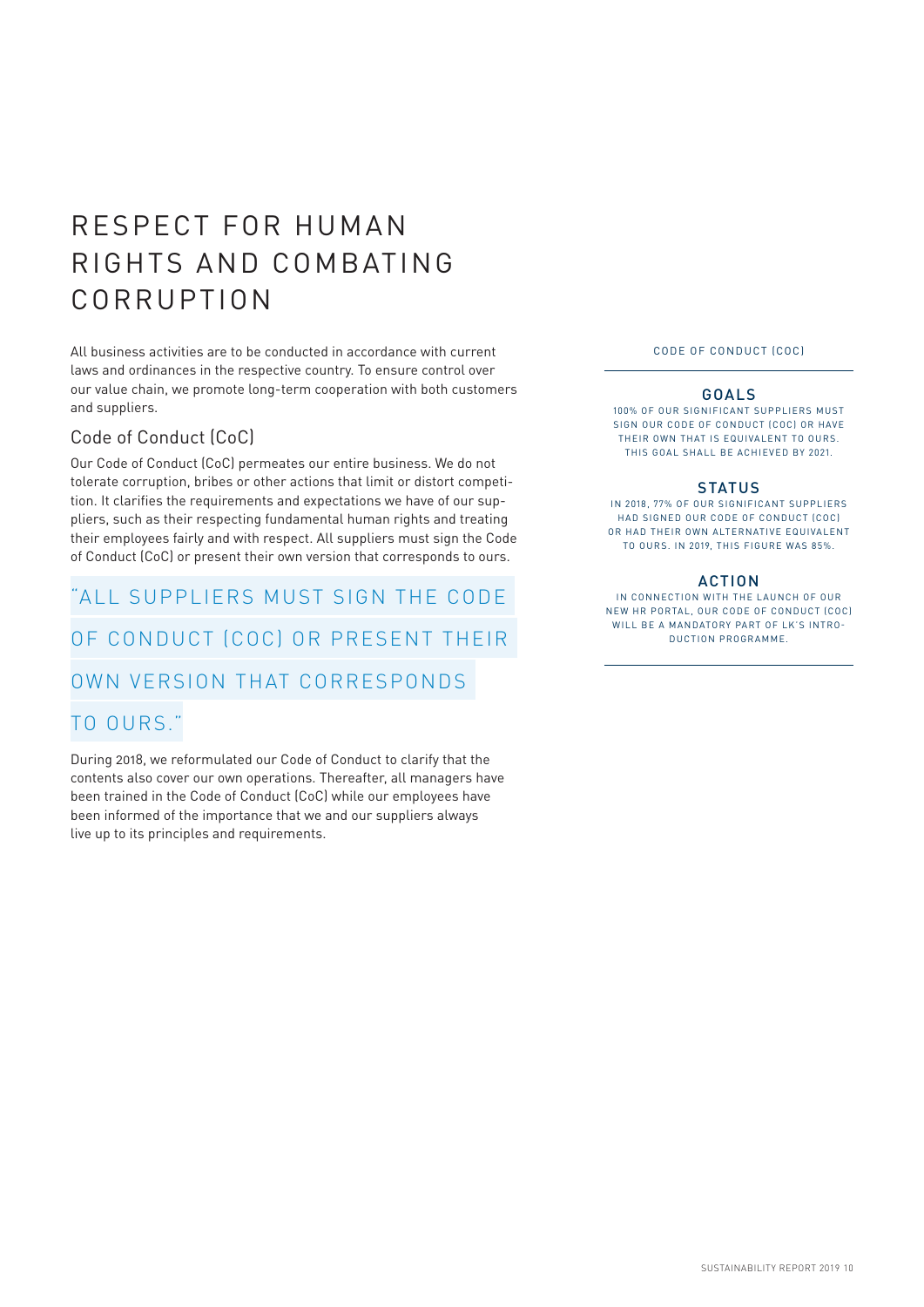# RESPECT FOR HUMAN RIGHTS AND COMBATING CORRUPTION

All business activities are to be conducted in accordance with current laws and ordinances in the respective country. To ensure control over our value chain, we promote long-term cooperation with both customers and suppliers.

## Code of Conduct (CoC)

Our Code of Conduct (CoC) permeates our entire business. We do not tolerate corruption, bribes or other actions that limit or distort competition. It clarifies the requirements and expectations we have of our suppliers, such as their respecting fundamental human rights and treating their employees fairly and with respect. All suppliers must sign the Code of Conduct (CoC) or present their own version that corresponds to ours.

> "ALL SUPPLIERS MUST SIGN THE CODE OF CONDUCT (COC) OR PRESENT THEIR OWN VERSION THAT CORRESPONDS TO OURS."

During 2018, we reformulated our Code of Conduct to clarify that the contents also cover our own operations. Thereafter, all managers have been trained in the Code of Conduct (CoC) while our employees have been informed of the importance that we and our suppliers always live up to its principles and requirements.

CODE OF CONDUCT (COC)

### GOALS

100% OF OUR SIGNIFICANT SUPPLIERS MUST SIGN OUR CODE OF CONDUCT (COC) OR HAVE THEIR OWN THAT IS EQUIVALENT TO OURS. THIS GOAL SHALL BE ACHIEVED BY 2021.

### STATUS

IN 2018, 77% OF OUR SIGNIFICANT SUPPLIERS HAD SIGNED OUR CODE OF CONDUCT (COC) OR HAD THEIR OWN ALTERNATIVE EQUIVALENT TO OURS. IN 2019, THIS FIGURE WAS 85%.

### ACTION

IN CONNECTION WITH THE LAUNCH OF OUR NEW HR PORTAL, OUR CODE OF CONDUCT (COC) WILL BE A MANDATORY PART OF LK'S INTRODUCTION PROGRAMME.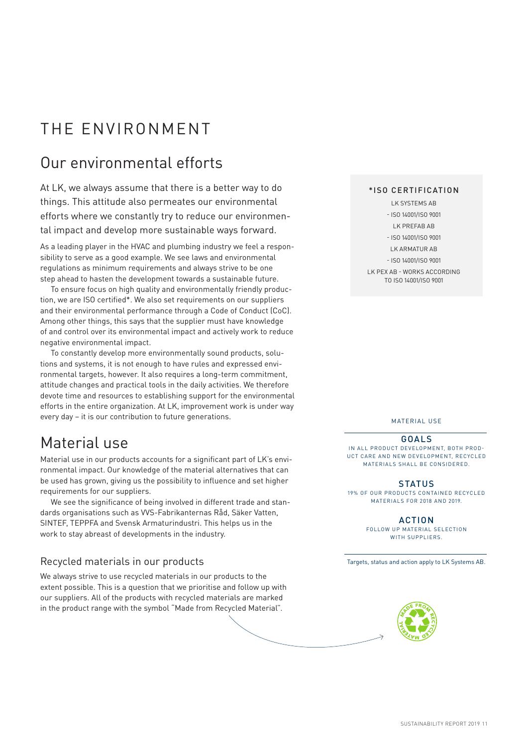# THE ENVIRONMENT

## Our environmental efforts

At LK, we always assume that there is a better way to do things. This attitude also permeates our environmental efforts where we constantly try to reduce our environmental impact and develop more sustainable ways forward.

As a leading player in the HVAC and plumbing industry we feel a responsibility to serve as a good example. We see laws and environmental regulations as minimum requirements and always strive to be one step ahead to hasten the development towards a sustainable future.

To ensure focus on high quality and environmentally friendly production, we are ISO certified*. We also set requirements on our suppliers and their environmental performance through a Code of Conduct (CoC). Among other things, this says that the supplier must have knowledge of and control over its environmental impact and actively work to reduce negative environmental impact.

To constantly develop more environmentally sound products, solutions and systems, it is not enough to have rules and expressed environmental targets, however. It also requires a long-term commitment, attitude changes and practical tools in the daily activities. We therefore devote time and resources to establishing support for the environmental efforts in the entire organization. At LK, improvement work is under way every day – it is our contribution to future generations.

**\*ISO CERTIFICATION**

LK SYSTEMS AB
- ISO 14001/ISO 9001

LK PREFAB AB
- ISO 14001/ISO 9001

LK ARMATUR AB
- ISO 14001/ISO 9001

LK PEX AB - WORKS ACCORDING TO ISO 14001/ISO 9001

## Material use

Material use in our products accounts for a significant part of LK's environmental impact. Our knowledge of the material alternatives that can be used has grown, giving us the possibility to influence and set higher requirements for our suppliers.

We see the significance of being involved in different trade and standards organisations such as VVS-Fabrikanternas Råd, Säker Vatten, SINTEF, TEPPFA and Svensk Armaturindustri. This helps us in the work to stay abreast of developments in the industry.

### Recycled materials in our products

We always strive to use recycled materials in our products to the extent possible. This is a question that we prioritise and follow up with our suppliers. All of the products with recycled materials are marked in the product range with the symbol "Made from Recycled Material".

MATERIAL USE

**GOALS**
IN ALL PRODUCT DEVELOPMENT, BOTH PRODUCT CARE AND NEW DEVELOPMENT, RECYCLED MATERIALS SHALL BE CONSIDERED.

**STATUS**
19% OF OUR PRODUCTS CONTAINED RECYCLED MATERIALS FOR 2018 AND 2019.

**ACTION**
FOLLOW UP MATERIAL SELECTION WITH SUPPLIERS.

Targets, status and action apply to LK Systems AB.

MADE FROM RECYCLED MATERIAL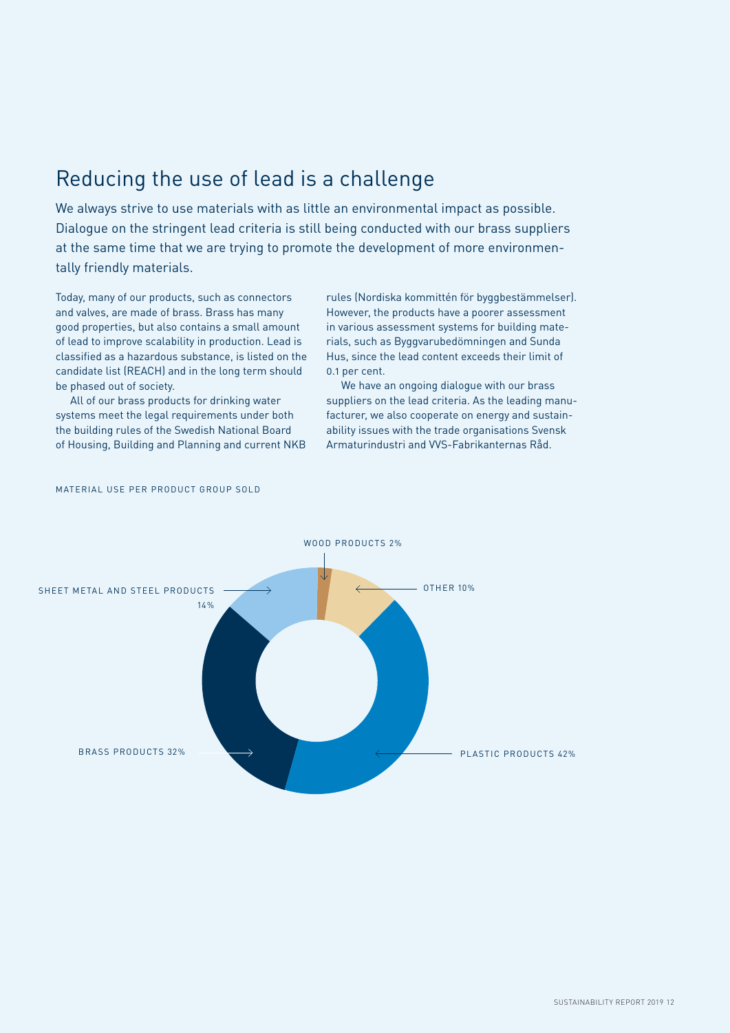# Reducing the use of lead is a challenge

We always strive to use materials with as little an environmental impact as possible. Dialogue on the stringent lead criteria is still being conducted with our brass suppliers at the same time that we are trying to promote the development of more environmentally friendly materials.

Today, many of our products, such as connectors and valves, are made of brass. Brass has many good properties, but also contains a small amount of lead to improve scalability in production. Lead is classified as a hazardous substance, is listed on the candidate list (REACH) and in the long term should be phased out of society.

All of our brass products for drinking water systems meet the legal requirements under both the building rules of the Swedish National Board of Housing, Building and Planning and current NKB rules (Nordiska kommittén för byggbestämmelser). However, the products have a poorer assessment in various assessment systems for building materials, such as Byggvarubedömningen and Sunda Hus, since the lead content exceeds their limit of 0.1 per cent.

We have an ongoing dialogue with our brass suppliers on the lead criteria. As the leading manufacturer, we also cooperate on energy and sustainability issues with the trade organisations Svensk Armaturindustri and VVS-Fabrikanternas Råd.

MATERIAL USE PER PRODUCT GROUP SOLD

| Product group | Share |
|---|---|
| Wood products | 2% |
| Other | 10% |
| Plastic products | 42% |
| Brass products | 32% |
| Sheet metal and steel products | 14% |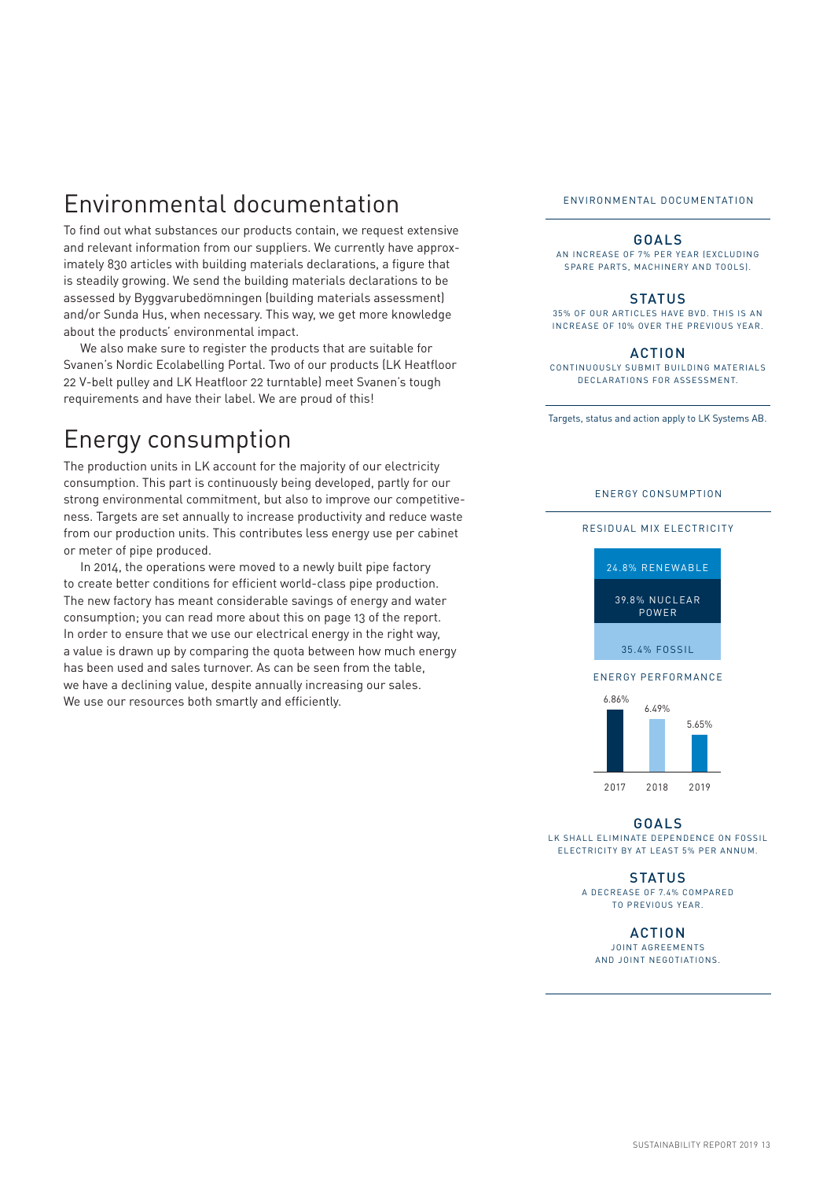# Environmental documentation

To find out what substances our products contain, we request extensive and relevant information from our suppliers. We currently have approximately 830 articles with building materials declarations, a figure that is steadily growing. We send the building materials declarations to be assessed by Byggvarubedömningen (building materials assessment) and/or Sunda Hus, when necessary. This way, we get more knowledge about the products' environmental impact.

We also make sure to register the products that are suitable for Svanen's Nordic Ecolabelling Portal. Two of our products (LK Heatfloor 22 V-belt pulley and LK Heatfloor 22 turntable) meet Svanen's tough requirements and have their label. We are proud of this!

# Energy consumption

The production units in LK account for the majority of our electricity consumption. This part is continuously being developed, partly for our strong environmental commitment, but also to improve our competitiveness. Targets are set annually to increase productivity and reduce waste from our production units. This contributes less energy use per cabinet or meter of pipe produced.

In 2014, the operations were moved to a newly built pipe factory to create better conditions for efficient world-class pipe production. The new factory has meant considerable savings of energy and water consumption; you can read more about this on page 13 of the report. In order to ensure that we use our electrical energy in the right way, a value is drawn up by comparing the quota between how much energy has been used and sales turnover. As can be seen from the table, we have a declining value, despite annually increasing our sales. We use our resources both smartly and efficiently.

ENVIRONMENTAL DOCUMENTATION

**GOALS**

AN INCREASE OF 7% PER YEAR (EXCLUDING SPARE PARTS, MACHINERY AND TOOLS).

**STATUS**

35% OF OUR ARTICLES HAVE BVD. THIS IS AN INCREASE OF 10% OVER THE PREVIOUS YEAR.

**ACTION**

CONTINUOUSLY SUBMIT BUILDING MATERIALS DECLARATIONS FOR ASSESSMENT.

Targets, status and action apply to LK Systems AB.

ENERGY CONSUMPTION

RESIDUAL MIX ELECTRICITY

| Source | Share |
| --- | --- |
| Renewable | 24.8% |
| Nuclear power | 39.8% |
| Fossil | 35.4% |

ENERGY PERFORMANCE

| Year | Value |
| --- | --- |
| 2017 | 6.86% |
| 2018 | 6.49% |
| 2019 | 5.65% |

**GOALS**

LK SHALL ELIMINATE DEPENDENCE ON FOSSIL ELECTRICITY BY AT LEAST 5% PER ANNUM.

**STATUS**

A DECREASE OF 7.4% COMPARED TO PREVIOUS YEAR.

**ACTION**

JOINT AGREEMENTS AND JOINT NEGOTIATIONS.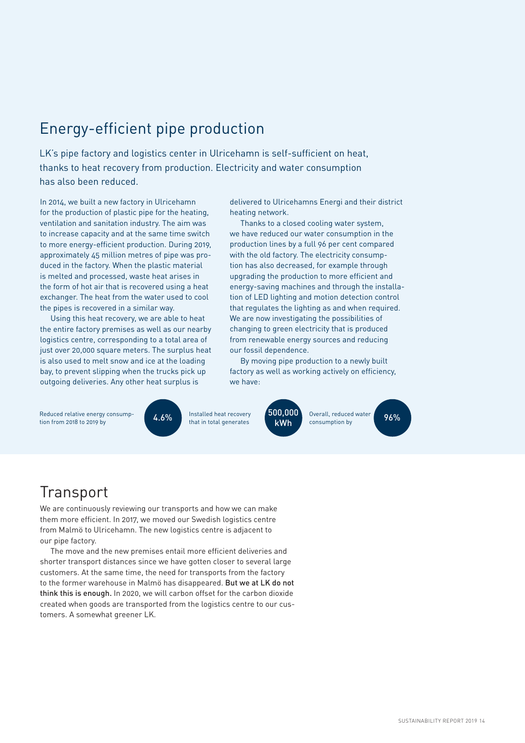## Energy-efficient pipe production

LK's pipe factory and logistics center in Ulricehamn is self-sufficient on heat, thanks to heat recovery from production. Electricity and water consumption has also been reduced.

In 2014, we built a new factory in Ulricehamn for the production of plastic pipe for the heating, ventilation and sanitation industry. The aim was to increase capacity and at the same time switch to more energy-efficient production. During 2019, approximately 45 million metres of pipe was produced in the factory. When the plastic material is melted and processed, waste heat arises in the form of hot air that is recovered using a heat exchanger. The heat from the water used to cool the pipes is recovered in a similar way.

Using this heat recovery, we are able to heat the entire factory premises as well as our nearby logistics centre, corresponding to a total area of just over 20,000 square meters. The surplus heat is also used to melt snow and ice at the loading bay, to prevent slipping when the trucks pick up outgoing deliveries. Any other heat surplus is delivered to Ulricehamns Energi and their district heating network.

Thanks to a closed cooling water system, we have reduced our water consumption in the production lines by a full 96 per cent compared with the old factory. The electricity consumption has also decreased, for example through upgrading the production to more efficient and energy-saving machines and through the installation of LED lighting and motion detection control that regulates the lighting as and when required. We are now investigating the possibilities of changing to green electricity that is produced from renewable energy sources and reducing our fossil dependence.

By moving pipe production to a newly built factory as well as working actively on efficiency, we have:

- Reduced relative energy consumption from 2018 to 2019 by **4.6%**
- Installed heat recovery that in total generates **500,000 kWh**
- Overall, reduced water consumption by **96%**

## Transport

We are continuously reviewing our transports and how we can make them more efficient. In 2017, we moved our Swedish logistics centre from Malmö to Ulricehamn. The new logistics centre is adjacent to our pipe factory.

The move and the new premises entail more efficient deliveries and shorter transport distances since we have gotten closer to several large customers. At the same time, the need for transports from the factory to the former warehouse in Malmö has disappeared. But we at LK do not think this is enough. In 2020, we will carbon offset for the carbon dioxide created when goods are transported from the logistics centre to our customers. A somewhat greener LK.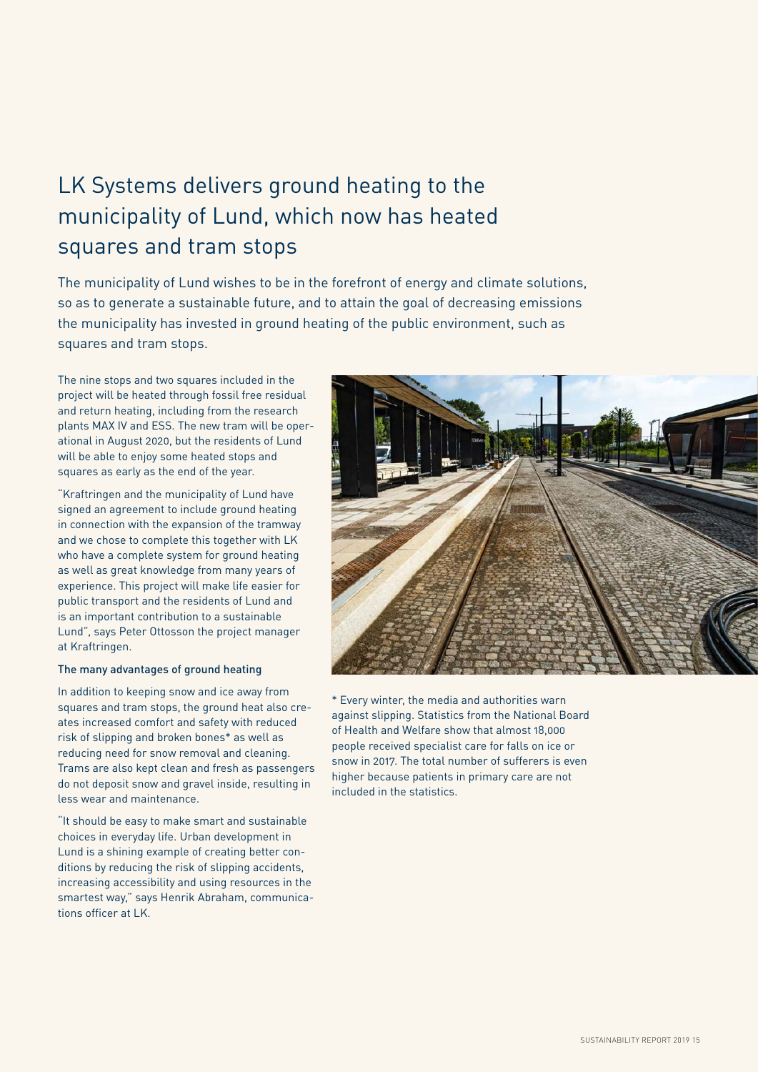# LK Systems delivers ground heating to the municipality of Lund, which now has heated squares and tram stops

The municipality of Lund wishes to be in the forefront of energy and climate solutions, so as to generate a sustainable future, and to attain the goal of decreasing emissions the municipality has invested in ground heating of the public environment, such as squares and tram stops.

The nine stops and two squares included in the project will be heated through fossil free residual and return heating, including from the research plants MAX IV and ESS. The new tram will be operational in August 2020, but the residents of Lund will be able to enjoy some heated stops and squares as early as the end of the year.

"Kraftringen and the municipality of Lund have signed an agreement to include ground heating in connection with the expansion of the tramway and we chose to complete this together with LK who have a complete system for ground heating as well as great knowledge from many years of experience. This project will make life easier for public transport and the residents of Lund and is an important contribution to a sustainable Lund", says Peter Ottosson the project manager at Kraftringen.

### The many advantages of ground heating

In addition to keeping snow and ice away from squares and tram stops, the ground heat also creates increased comfort and safety with reduced risk of slipping and broken bones* as well as reducing need for snow removal and cleaning. Trams are also kept clean and fresh as passengers do not deposit snow and gravel inside, resulting in less wear and maintenance.

"It should be easy to make smart and sustainable choices in everyday life. Urban development in Lund is a shining example of creating better conditions by reducing the risk of slipping accidents, increasing accessibility and using resources in the smartest way," says Henrik Abraham, communications officer at LK.

* Every winter, the media and authorities warn against slipping. Statistics from the National Board of Health and Welfare show that almost 18,000 people received specialist care for falls on ice or snow in 2017. The total number of sufferers is even higher because patients in primary care are not included in the statistics.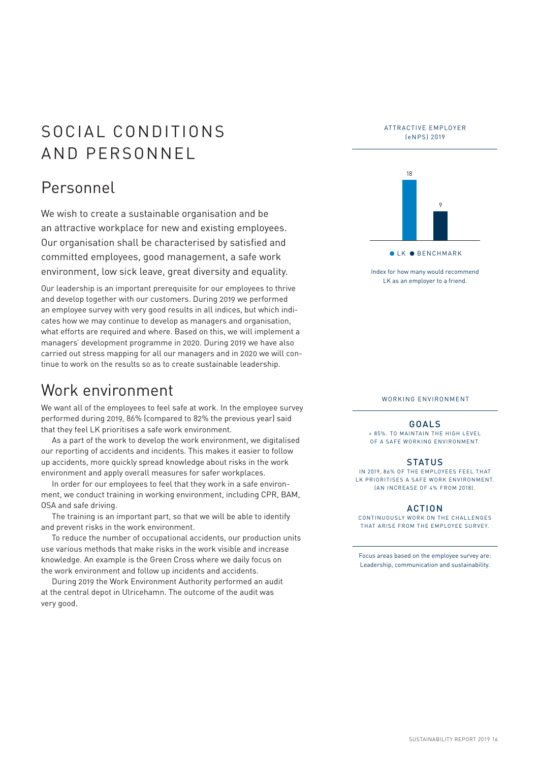# SOCIAL CONDITIONS AND PERSONNEL

## Personnel

We wish to create a sustainable organisation and be an attractive workplace for new and existing employees. Our organisation shall be characterised by satisfied and committed employees, good management, a safe work environment, low sick leave, great diversity and equality.

Our leadership is an important prerequisite for our employees to thrive and develop together with our customers. During 2019 we performed an employee survey with very good results in all indices, but which indicates how we may continue to develop as managers and organisation, what efforts are required and where. Based on this, we will implement a managers' development programme in 2020. During 2019 we have also carried out stress mapping for all our managers and in 2020 we will continue to work on the results so as to create sustainable leadership.

## Work environment

We want all of the employees to feel safe at work. In the employee survey performed during 2019, 86% (compared to 82% the previous year) said that they feel LK prioritises a safe work environment.

As a part of the work to develop the work environment, we digitalised our reporting of accidents and incidents. This makes it easier to follow up accidents, more quickly spread knowledge about risks in the work environment and apply overall measures for safer workplaces.

In order for our employees to feel that they work in a safe environment, we conduct training in working environment, including CPR, BAM, OSA and safe driving.

The training is an important part, so that we will be able to identify and prevent risks in the work environment.

To reduce the number of occupational accidents, our production units use various methods that make risks in the work visible and increase knowledge. An example is the Green Cross where we daily focus on the work environment and follow up incidents and accidents.

During 2019 the Work Environment Authority performed an audit at the central depot in Ulricehamn. The outcome of the audit was very good.

ATTRACTIVE EMPLOYER (eNPS) 2019

| | eNPS 2019 |
|---|---|
| LK | 18 |
| BENCHMARK | 9 |

Index for how many would recommend LK as an employer to a friend.

WORKING ENVIRONMENT

**GOALS**

> 85%. TO MAINTAIN THE HIGH LEVEL OF A SAFE WORKING ENVIRONMENT.

**STATUS**

IN 2019, 86% OF THE EMPLOYEES FEEL THAT LK PRIORITISES A SAFE WORK ENVIRONMENT. (AN INCREASE OF 4% FROM 2018).

**ACTION**

CONTINUOUSLY WORK ON THE CHALLENGES THAT ARISE FROM THE EMPLOYEE SURVEY.

Focus areas based on the employee survey are: Leadership, communication and sustainability.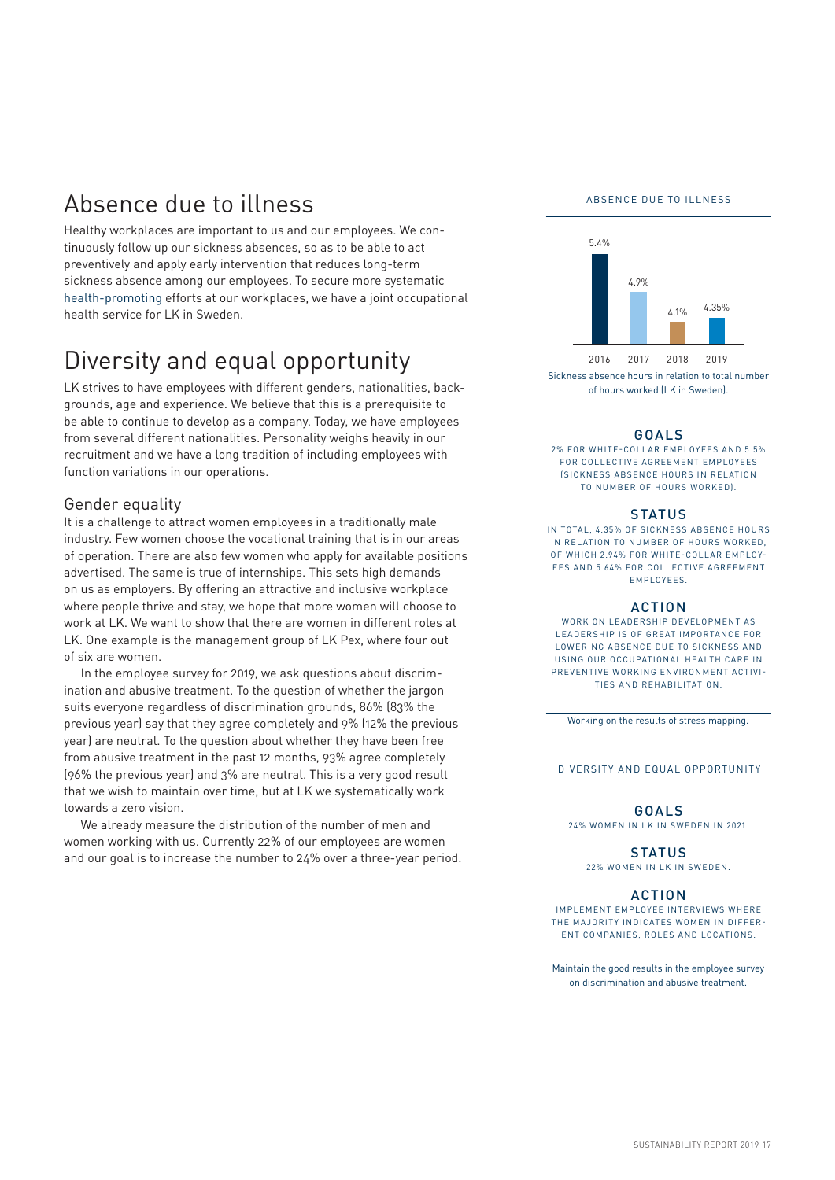# Absence due to illness

Healthy workplaces are important to us and our employees. We continuously follow up our sickness absences, so as to be able to act preventively and apply early intervention that reduces long-term sickness absence among our employees. To secure more systematic health-promoting efforts at our workplaces, we have a joint occupational health service for LK in Sweden.

# Diversity and equal opportunity

LK strives to have employees with different genders, nationalities, backgrounds, age and experience. We believe that this is a prerequisite to be able to continue to develop as a company. Today, we have employees from several different nationalities. Personality weighs heavily in our recruitment and we have a long tradition of including employees with function variations in our operations.

## Gender equality

It is a challenge to attract women employees in a traditionally male industry. Few women choose the vocational training that is in our areas of operation. There are also few women who apply for available positions advertised. The same is true of internships. This sets high demands on us as employers. By offering an attractive and inclusive workplace where people thrive and stay, we hope that more women will choose to work at LK. We want to show that there are women in different roles at LK. One example is the management group of LK Pex, where four out of six are women.

In the employee survey for 2019, we ask questions about discrimination and abusive treatment. To the question of whether the jargon suits everyone regardless of discrimination grounds, 86% (83% the previous year) say that they agree completely and 9% (12% the previous year) are neutral. To the question about whether they have been free from abusive treatment in the past 12 months, 93% agree completely (96% the previous year) and 3% are neutral. This is a very good result that we wish to maintain over time, but at LK we systematically work towards a zero vision.

We already measure the distribution of the number of men and women working with us. Currently 22% of our employees are women and our goal is to increase the number to 24% over a three-year period.

ABSENCE DUE TO ILLNESS

| 2016 | 2017 | 2018 | 2019 |
|---|---|---|---|
| 5.4% | 4.9% | 4.1% | 4.35% |

Sickness absence hours in relation to total number of hours worked (LK in Sweden).

**GOALS**

2% FOR WHITE-COLLAR EMPLOYEES AND 5.5% FOR COLLECTIVE AGREEMENT EMPLOYEES (SICKNESS ABSENCE HOURS IN RELATION TO NUMBER OF HOURS WORKED).

**STATUS**

IN TOTAL, 4.35% OF SICKNESS ABSENCE HOURS IN RELATION TO NUMBER OF HOURS WORKED, OF WHICH 2.94% FOR WHITE-COLLAR EMPLOYEES AND 5.64% FOR COLLECTIVE AGREEMENT EMPLOYEES.

**ACTION**

WORK ON LEADERSHIP DEVELOPMENT AS LEADERSHIP IS OF GREAT IMPORTANCE FOR LOWERING ABSENCE DUE TO SICKNESS AND USING OUR OCCUPATIONAL HEALTH CARE IN PREVENTIVE WORKING ENVIRONMENT ACTIVITIES AND REHABILITATION.

Working on the results of stress mapping.

DIVERSITY AND EQUAL OPPORTUNITY

**GOALS**

24% WOMEN IN LK IN SWEDEN IN 2021.

**STATUS**

22% WOMEN IN LK IN SWEDEN.

**ACTION**

IMPLEMENT EMPLOYEE INTERVIEWS WHERE THE MAJORITY INDICATES WOMEN IN DIFFERENT COMPANIES, ROLES AND LOCATIONS.

Maintain the good results in the employee survey on discrimination and abusive treatment.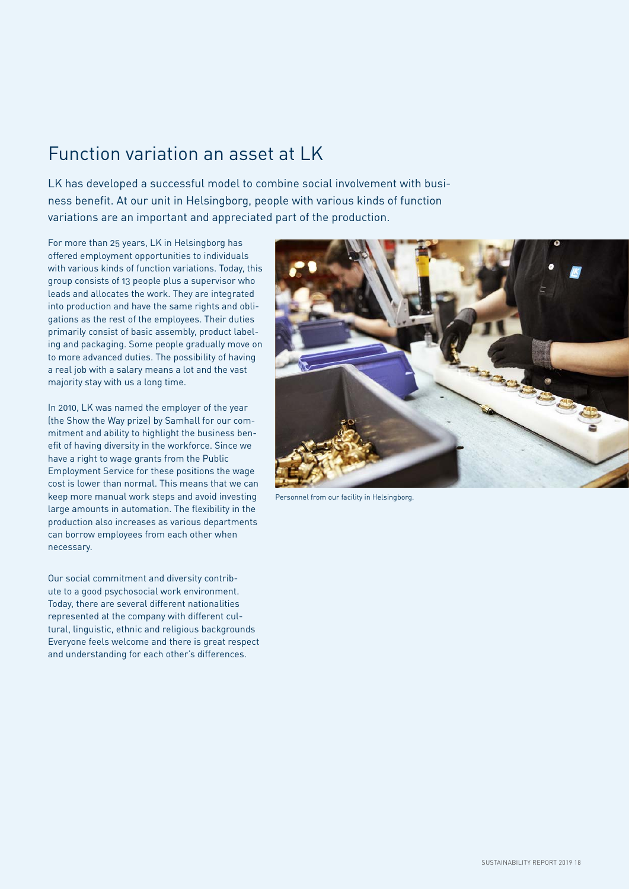# Function variation an asset at LK

LK has developed a successful model to combine social involvement with business benefit. At our unit in Helsingborg, people with various kinds of function variations are an important and appreciated part of the production.

For more than 25 years, LK in Helsingborg has offered employment opportunities to individuals with various kinds of function variations. Today, this group consists of 13 people plus a supervisor who leads and allocates the work. They are integrated into production and have the same rights and obligations as the rest of the employees. Their duties primarily consist of basic assembly, product labeling and packaging. Some people gradually move on to more advanced duties. The possibility of having a real job with a salary means a lot and the vast majority stay with us a long time.

In 2010, LK was named the employer of the year (the Show the Way prize) by Samhall for our commitment and ability to highlight the business benefit of having diversity in the workforce. Since we have a right to wage grants from the Public Employment Service for these positions the wage cost is lower than normal. This means that we can keep more manual work steps and avoid investing large amounts in automation. The flexibility in the production also increases as various departments can borrow employees from each other when necessary.

Our social commitment and diversity contribute to a good psychosocial work environment. Today, there are several different nationalities represented at the company with different cultural, linguistic, ethnic and religious backgrounds Everyone feels welcome and there is great respect and understanding for each other's differences.

Personnel from our facility in Helsingborg.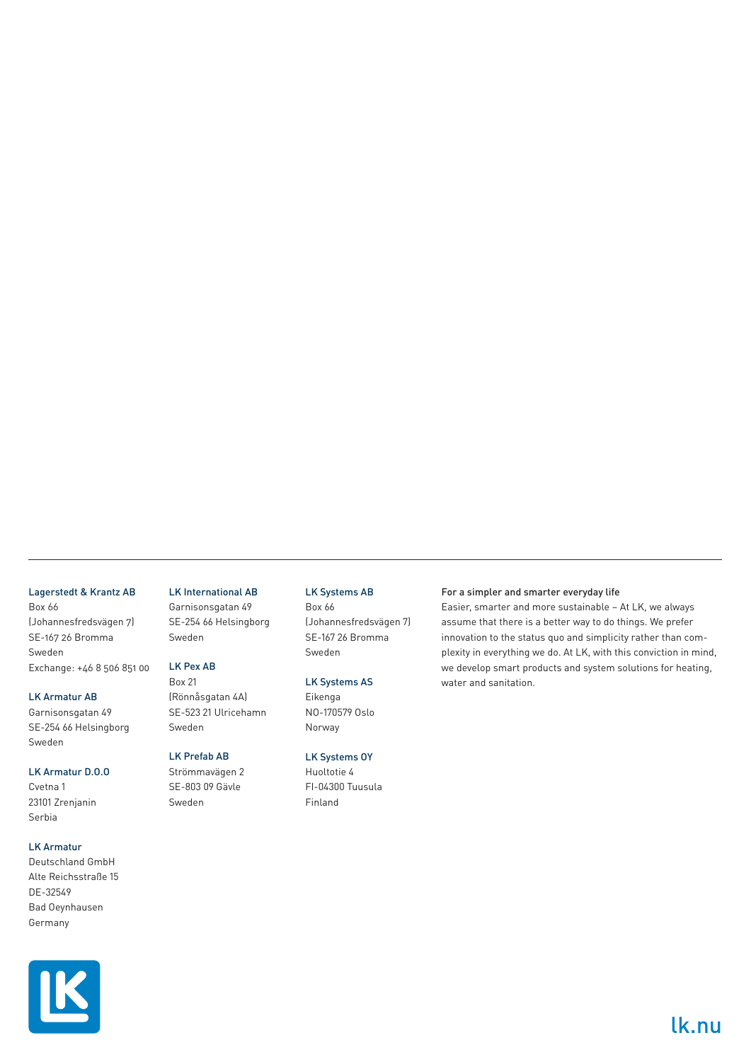**Lagerstedt & Krantz AB**
Box 66
(Johannesfredsvägen 7)
SE-167 26 Bromma
Sweden
Exchange: +46 8 506 851 00

**LK Armatur AB**
Garnisonsgatan 49
SE-254 66 Helsingborg
Sweden

**LK Armatur D.O.O**
Cvetna 1
23101 Zrenjanin
Serbia

**LK Armatur**
Deutschland GmbH
Alte Reichsstraße 15
DE-32549
Bad Oeynhausen
Germany

**LK International AB**
Garnisonsgatan 49
SE-254 66 Helsingborg
Sweden

**LK Pex AB**
Box 21
(Rönnåsgatan 4A)
SE-523 21 Ulricehamn
Sweden

**LK Prefab AB**
Strömmavägen 2
SE-803 09 Gävle
Sweden

**LK Systems AB**
Box 66
(Johannesfredsvägen 7)
SE-167 26 Bromma
Sweden

**LK Systems AS**
Eikenga
NO-170579 Oslo
Norway

**LK Systems OY**
Huoltotie 4
FI-04300 Tuusula
Finland

**For a simpler and smarter everyday life**

Easier, smarter and more sustainable – At LK, we always assume that there is a better way to do things. We prefer innovation to the status quo and simplicity rather than complexity in everything we do. At LK, with this conviction in mind, we develop smart products and system solutions for heating, water and sanitation.

lk.nu